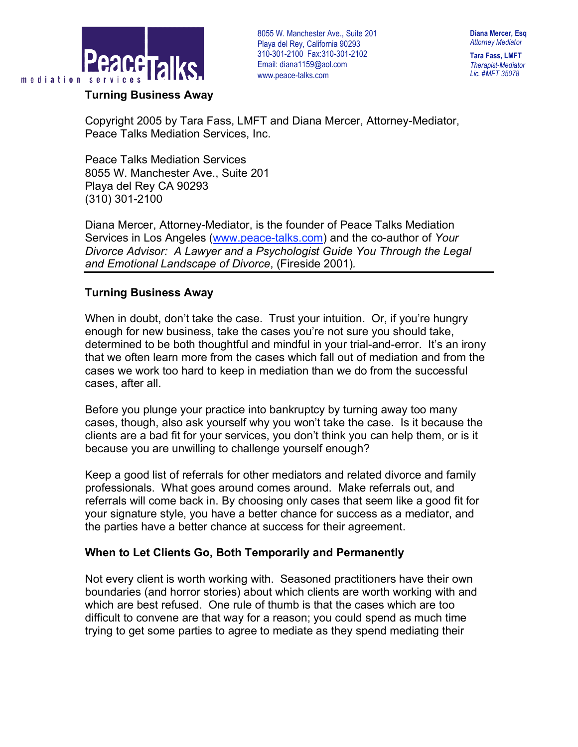Peace Talks mediation services

8055 W. Manchester Ave., Suite 201
Playa del Rey, California 90293
310-301-2100 Fax:310-301-2102
Email: diana1159@aol.com
www.peace-talks.com

**Diana Mercer, Esq**
*Attorney Mediator*

**Tara Fass, LMFT**
*Therapist-Mediator*
*Lic. #MFT 35078*

**Turning Business Away**

Copyright 2005 by Tara Fass, LMFT and Diana Mercer, Attorney-Mediator, Peace Talks Mediation Services, Inc.

Peace Talks Mediation Services
8055 W. Manchester Ave., Suite 201
Playa del Rey CA 90293
(310) 301-2100

Diana Mercer, Attorney-Mediator, is the founder of Peace Talks Mediation Services in Los Angeles (www.peace-talks.com) and the co-author of *Your Divorce Advisor: A Lawyer and a Psychologist Guide You Through the Legal and Emotional Landscape of Divorce*, (Fireside 2001).

---

## Turning Business Away

When in doubt, don't take the case. Trust your intuition. Or, if you're hungry enough for new business, take the cases you're not sure you should take, determined to be both thoughtful and mindful in your trial-and-error. It's an irony that we often learn more from the cases which fall out of mediation and from the cases we work too hard to keep in mediation than we do from the successful cases, after all.

Before you plunge your practice into bankruptcy by turning away too many cases, though, also ask yourself why you won't take the case. Is it because the clients are a bad fit for your services, you don't think you can help them, or is it because you are unwilling to challenge yourself enough?

Keep a good list of referrals for other mediators and related divorce and family professionals. What goes around comes around. Make referrals out, and referrals will come back in. By choosing only cases that seem like a good fit for your signature style, you have a better chance for success as a mediator, and the parties have a better chance at success for their agreement.

### When to Let Clients Go, Both Temporarily and Permanently

Not every client is worth working with. Seasoned practitioners have their own boundaries (and horror stories) about which clients are worth working with and which are best refused. One rule of thumb is that the cases which are too difficult to convene are that way for a reason; you could spend as much time trying to get some parties to agree to mediate as they spend mediating their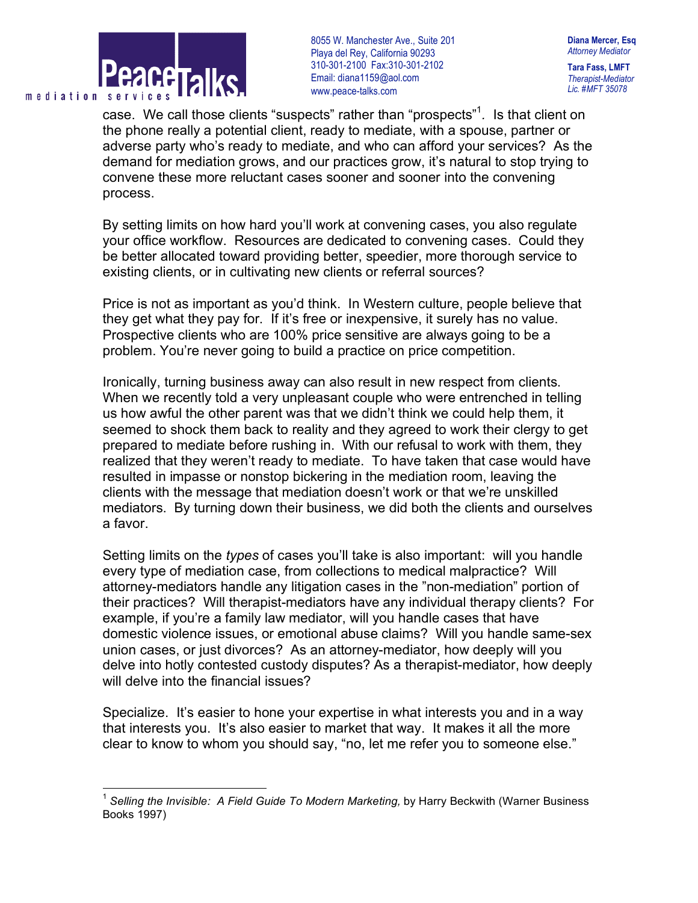case. We call those clients "suspects" rather than "prospects"[1]. Is that client on the phone really a potential client, ready to mediate, with a spouse, partner or adverse party who's ready to mediate, and who can afford your services? As the demand for mediation grows, and our practices grow, it's natural to stop trying to convene these more reluctant cases sooner and sooner into the convening process.

By setting limits on how hard you'll work at convening cases, you also regulate your office workflow. Resources are dedicated to convening cases. Could they be better allocated toward providing better, speedier, more thorough service to existing clients, or in cultivating new clients or referral sources?

Price is not as important as you'd think. In Western culture, people believe that they get what they pay for. If it's free or inexpensive, it surely has no value. Prospective clients who are 100% price sensitive are always going to be a problem. You're never going to build a practice on price competition.

Ironically, turning business away can also result in new respect from clients. When we recently told a very unpleasant couple who were entrenched in telling us how awful the other parent was that we didn't think we could help them, it seemed to shock them back to reality and they agreed to work their clergy to get prepared to mediate before rushing in. With our refusal to work with them, they realized that they weren't ready to mediate. To have taken that case would have resulted in impasse or nonstop bickering in the mediation room, leaving the clients with the message that mediation doesn't work or that we're unskilled mediators. By turning down their business, we did both the clients and ourselves a favor.

Setting limits on the *types* of cases you'll take is also important: will you handle every type of mediation case, from collections to medical malpractice? Will attorney-mediators handle any litigation cases in the "non-mediation" portion of their practices? Will therapist-mediators have any individual therapy clients? For example, if you're a family law mediator, will you handle cases that have domestic violence issues, or emotional abuse claims? Will you handle same-sex union cases, or just divorces? As an attorney-mediator, how deeply will you delve into hotly contested custody disputes? As a therapist-mediator, how deeply will delve into the financial issues?

Specialize. It's easier to hone your expertise in what interests you and in a way that interests you. It's also easier to market that way. It makes it all the more clear to know to whom you should say, "no, let me refer you to someone else."

---

[1] *Selling the Invisible: A Field Guide To Modern Marketing,* by Harry Beckwith (Warner Business Books 1997)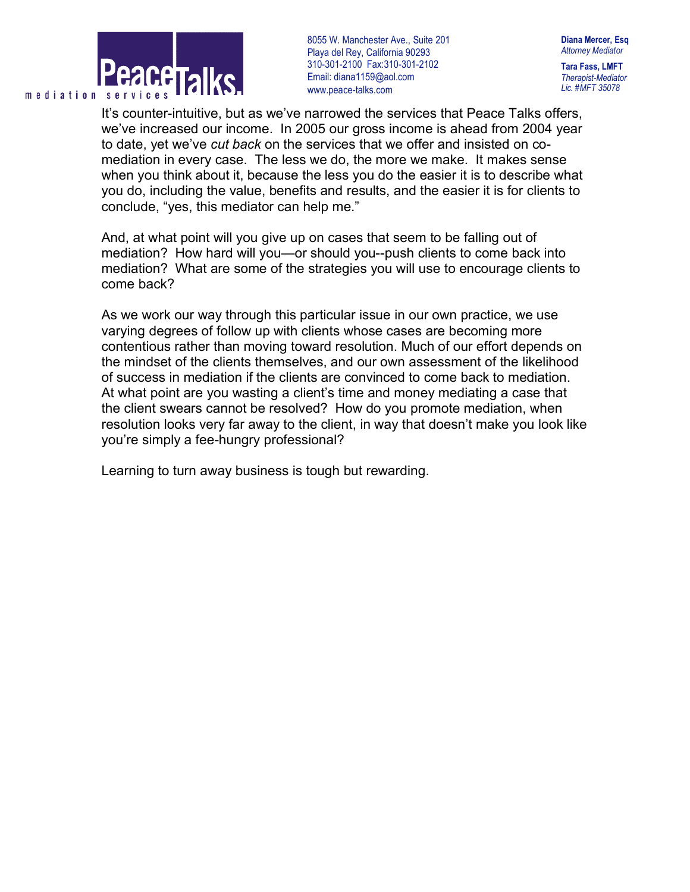It's counter-intuitive, but as we've narrowed the services that Peace Talks offers, we've increased our income. In 2005 our gross income is ahead from 2004 year to date, yet we've *cut back* on the services that we offer and insisted on co-mediation in every case. The less we do, the more we make. It makes sense when you think about it, because the less you do the easier it is to describe what you do, including the value, benefits and results, and the easier it is for clients to conclude, "yes, this mediator can help me."

And, at what point will you give up on cases that seem to be falling out of mediation? How hard will you—or should you--push clients to come back into mediation? What are some of the strategies you will use to encourage clients to come back?

As we work our way through this particular issue in our own practice, we use varying degrees of follow up with clients whose cases are becoming more contentious rather than moving toward resolution. Much of our effort depends on the mindset of the clients themselves, and our own assessment of the likelihood of success in mediation if the clients are convinced to come back to mediation. At what point are you wasting a client's time and money mediating a case that the client swears cannot be resolved? How do you promote mediation, when resolution looks very far away to the client, in way that doesn't make you look like you're simply a fee-hungry professional?

Learning to turn away business is tough but rewarding.